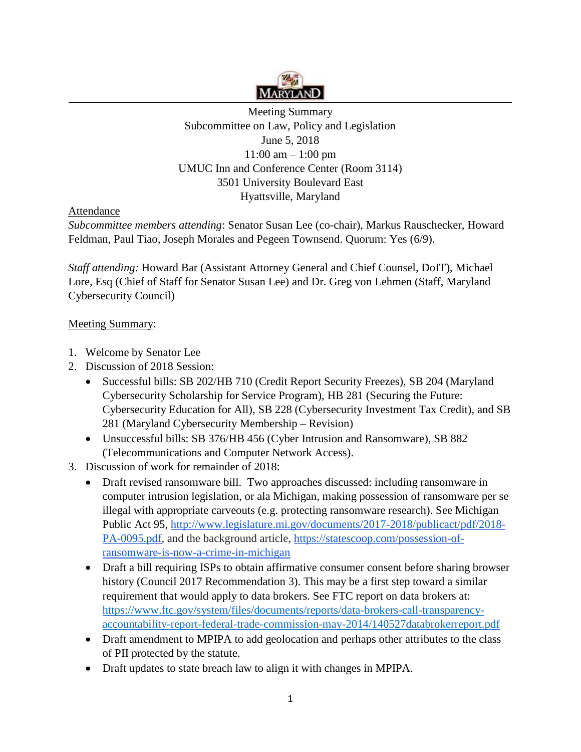MARYLAND

Meeting Summary
Subcommittee on Law, Policy and Legislation
June 5, 2018
11:00 am – 1:00 pm
UMUC Inn and Conference Center (Room 3114)
3501 University Boulevard East
Hyattsville, Maryland

Attendance

*Subcommittee members attending*: Senator Susan Lee (co-chair), Markus Rauschecker, Howard Feldman, Paul Tiao, Joseph Morales and Pegeen Townsend. Quorum: Yes (6/9).

*Staff attending:* Howard Bar (Assistant Attorney General and Chief Counsel, DoIT), Michael Lore, Esq (Chief of Staff for Senator Susan Lee) and Dr. Greg von Lehmen (Staff, Maryland Cybersecurity Council)

Meeting Summary:

1. Welcome by Senator Lee
2. Discussion of 2018 Session:
   - Successful bills: SB 202/HB 710 (Credit Report Security Freezes), SB 204 (Maryland Cybersecurity Scholarship for Service Program), HB 281 (Securing the Future: Cybersecurity Education for All), SB 228 (Cybersecurity Investment Tax Credit), and SB 281 (Maryland Cybersecurity Membership – Revision)
   - Unsuccessful bills: SB 376/HB 456 (Cyber Intrusion and Ransomware), SB 882 (Telecommunications and Computer Network Access).
3. Discussion of work for remainder of 2018:
   - Draft revised ransomware bill. Two approaches discussed: including ransomware in computer intrusion legislation, or ala Michigan, making possession of ransomware per se illegal with appropriate carveouts (e.g. protecting ransomware research). See Michigan Public Act 95, http://www.legislature.mi.gov/documents/2017-2018/publicact/pdf/2018-PA-0095.pdf, and the background article, https://statescoop.com/possession-of-ransomware-is-now-a-crime-in-michigan
   - Draft a bill requiring ISPs to obtain affirmative consumer consent before sharing browser history (Council 2017 Recommendation 3). This may be a first step toward a similar requirement that would apply to data brokers. See FTC report on data brokers at: https://www.ftc.gov/system/files/documents/reports/data-brokers-call-transparency-accountability-report-federal-trade-commission-may-2014/140527databrokerreport.pdf
   - Draft amendment to MPIPA to add geolocation and perhaps other attributes to the class of PII protected by the statute.
   - Draft updates to state breach law to align it with changes in MPIPA.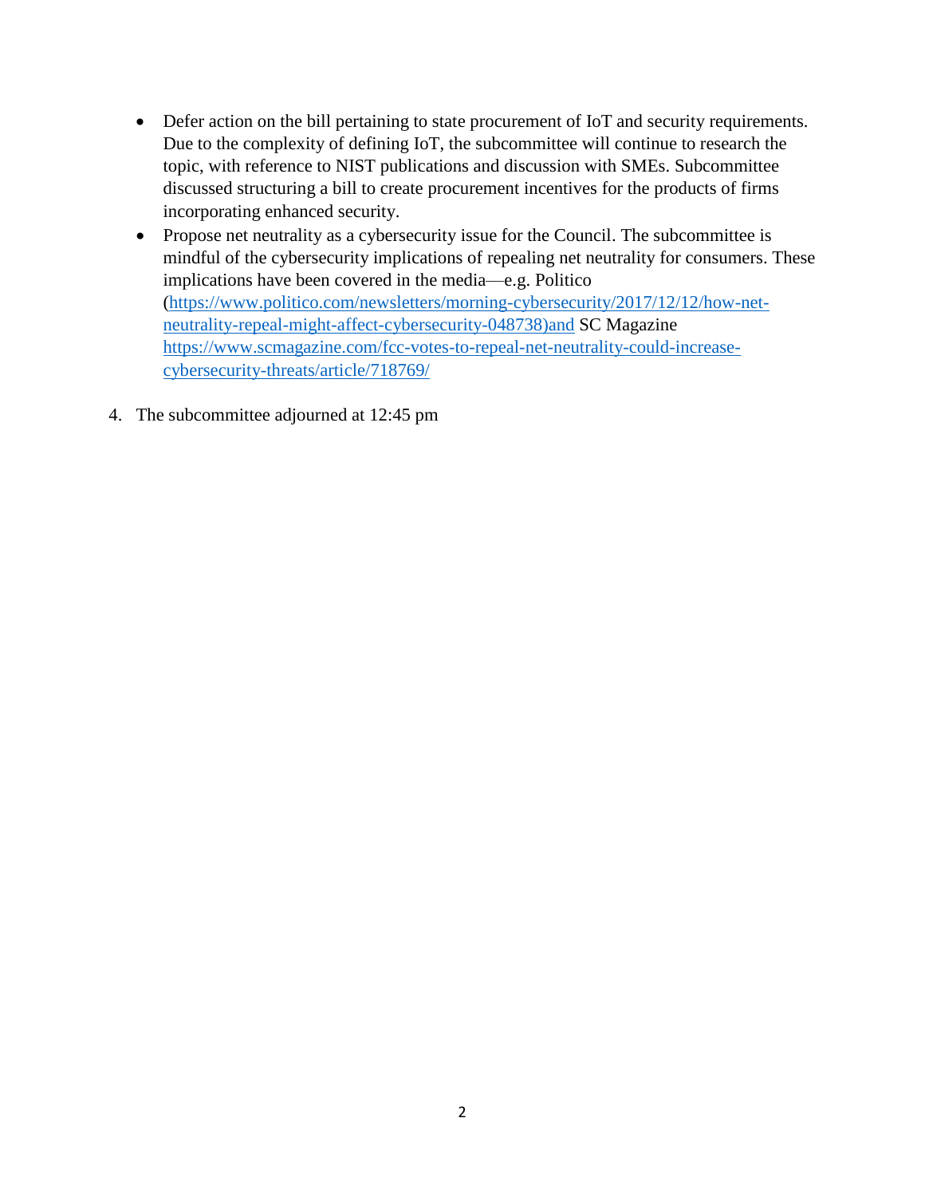- Defer action on the bill pertaining to state procurement of IoT and security requirements. Due to the complexity of defining IoT, the subcommittee will continue to research the topic, with reference to NIST publications and discussion with SMEs. Subcommittee discussed structuring a bill to create procurement incentives for the products of firms incorporating enhanced security.
- Propose net neutrality as a cybersecurity issue for the Council. The subcommittee is mindful of the cybersecurity implications of repealing net neutrality for consumers. These implications have been covered in the media—e.g. Politico (https://www.politico.com/newsletters/morning-cybersecurity/2017/12/12/how-net-neutrality-repeal-might-affect-cybersecurity-048738)and SC Magazine https://www.scmagazine.com/fcc-votes-to-repeal-net-neutrality-could-increase-cybersecurity-threats/article/718769/

4. The subcommittee adjourned at 12:45 pm